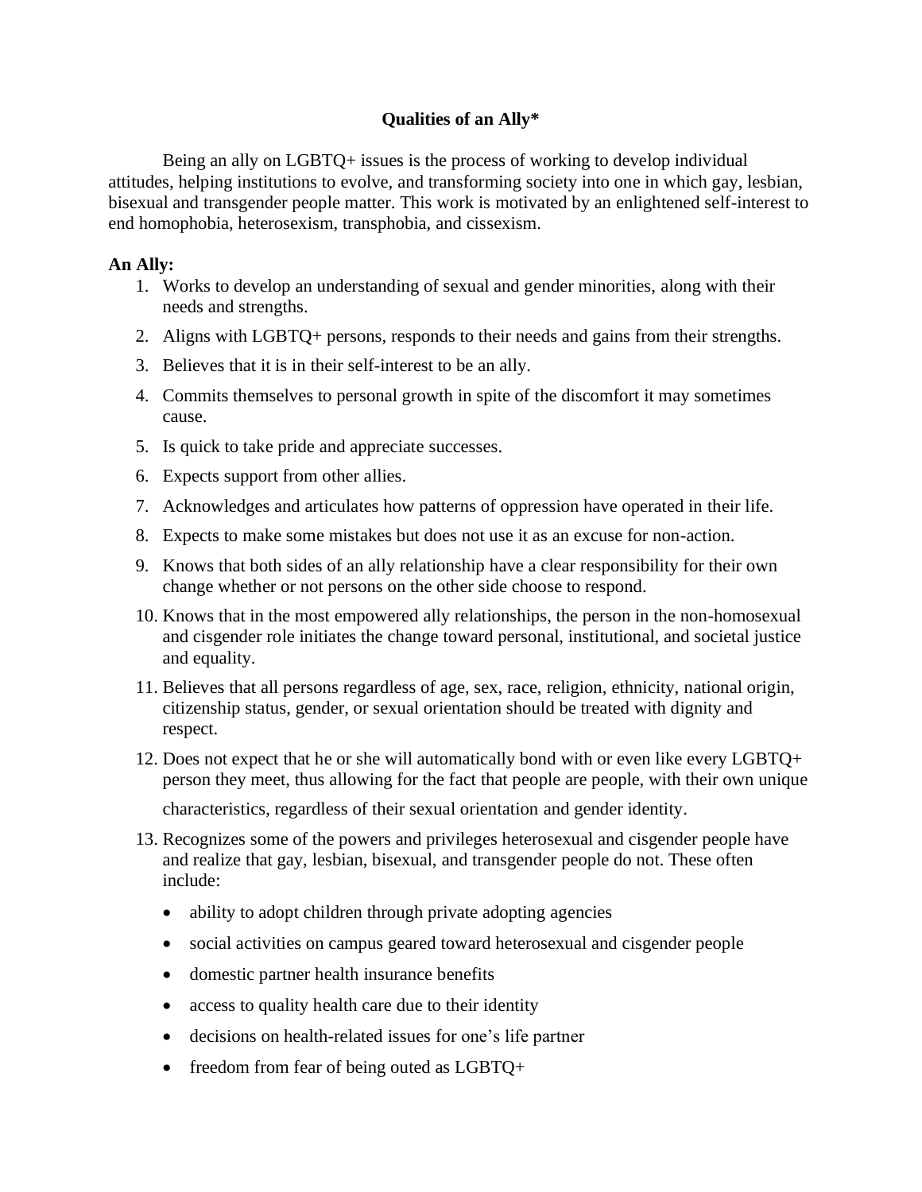# Qualities of an Ally*

Being an ally on LGBTQ+ issues is the process of working to develop individual attitudes, helping institutions to evolve, and transforming society into one in which gay, lesbian, bisexual and transgender people matter. This work is motivated by an enlightened self-interest to end homophobia, heterosexism, transphobia, and cissexism.

**An Ally:**

1. Works to develop an understanding of sexual and gender minorities, along with their needs and strengths.
2. Aligns with LGBTQ+ persons, responds to their needs and gains from their strengths.
3. Believes that it is in their self-interest to be an ally.
4. Commits themselves to personal growth in spite of the discomfort it may sometimes cause.
5. Is quick to take pride and appreciate successes.
6. Expects support from other allies.
7. Acknowledges and articulates how patterns of oppression have operated in their life.
8. Expects to make some mistakes but does not use it as an excuse for non-action.
9. Knows that both sides of an ally relationship have a clear responsibility for their own change whether or not persons on the other side choose to respond.
10. Knows that in the most empowered ally relationships, the person in the non-homosexual and cisgender role initiates the change toward personal, institutional, and societal justice and equality.
11. Believes that all persons regardless of age, sex, race, religion, ethnicity, national origin, citizenship status, gender, or sexual orientation should be treated with dignity and respect.
12. Does not expect that he or she will automatically bond with or even like every LGBTQ+ person they meet, thus allowing for the fact that people are people, with their own unique characteristics, regardless of their sexual orientation and gender identity.
13. Recognizes some of the powers and privileges heterosexual and cisgender people have and realize that gay, lesbian, bisexual, and transgender people do not. These often include:
    - ability to adopt children through private adopting agencies
    - social activities on campus geared toward heterosexual and cisgender people
    - domestic partner health insurance benefits
    - access to quality health care due to their identity
    - decisions on health-related issues for one's life partner
    - freedom from fear of being outed as LGBTQ+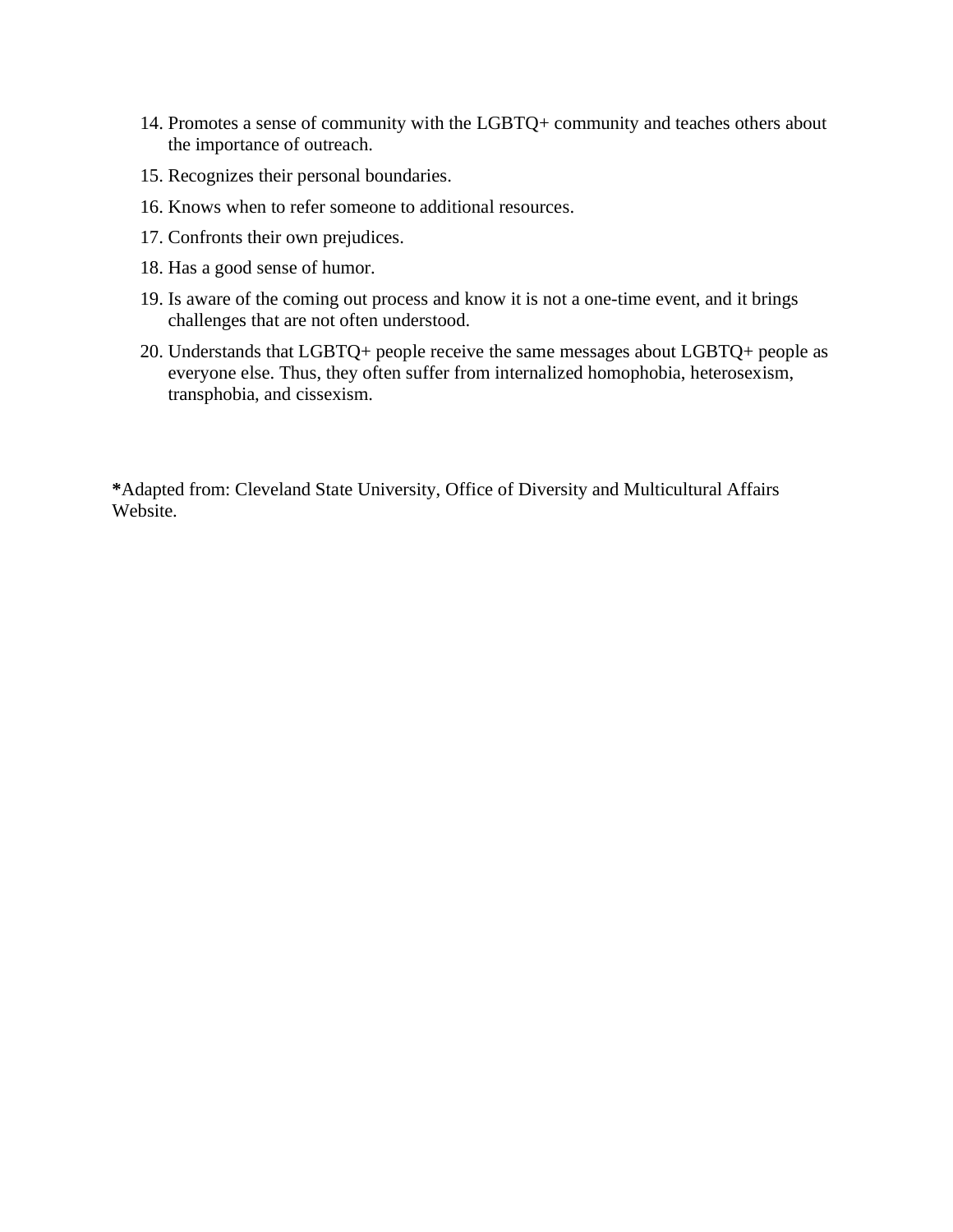14. Promotes a sense of community with the LGBTQ+ community and teaches others about the importance of outreach.
15. Recognizes their personal boundaries.
16. Knows when to refer someone to additional resources.
17. Confronts their own prejudices.
18. Has a good sense of humor.
19. Is aware of the coming out process and know it is not a one-time event, and it brings challenges that are not often understood.
20. Understands that LGBTQ+ people receive the same messages about LGBTQ+ people as everyone else. Thus, they often suffer from internalized homophobia, heterosexism, transphobia, and cissexism.

**\***Adapted from: Cleveland State University, Office of Diversity and Multicultural Affairs Website.